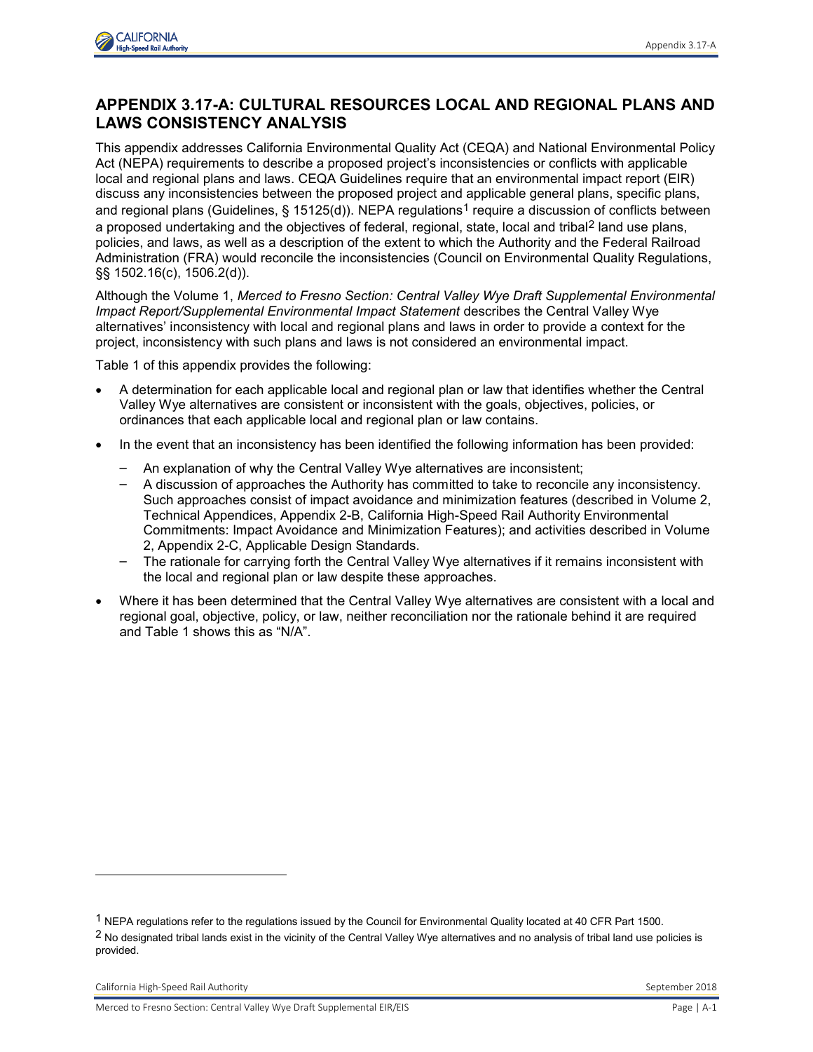# APPENDIX 3.17-A: CULTURAL RESOURCES LOCAL AND REGIONAL PLANS AND LAWS CONSISTENCY ANALYSIS

This appendix addresses California Environmental Quality Act (CEQA) and National Environmental Policy Act (NEPA) requirements to describe a proposed project's inconsistencies or conflicts with applicable local and regional plans and laws. CEQA Guidelines require that an environmental impact report (EIR) discuss any inconsistencies between the proposed project and applicable general plans, specific plans, and regional plans (Guidelines, § 15125(d)). NEPA regulations[1] require a discussion of conflicts between a proposed undertaking and the objectives of federal, regional, state, local and tribal[2] land use plans, policies, and laws, as well as a description of the extent to which the Authority and the Federal Railroad Administration (FRA) would reconcile the inconsistencies (Council on Environmental Quality Regulations, §§ 1502.16(c), 1506.2(d)).

Although the Volume 1, *Merced to Fresno Section: Central Valley Wye Draft Supplemental Environmental Impact Report/Supplemental Environmental Impact Statement* describes the Central Valley Wye alternatives' inconsistency with local and regional plans and laws in order to provide a context for the project, inconsistency with such plans and laws is not considered an environmental impact.

Table 1 of this appendix provides the following:

- A determination for each applicable local and regional plan or law that identifies whether the Central Valley Wye alternatives are consistent or inconsistent with the goals, objectives, policies, or ordinances that each applicable local and regional plan or law contains.
- In the event that an inconsistency has been identified the following information has been provided:
  - An explanation of why the Central Valley Wye alternatives are inconsistent;
  - A discussion of approaches the Authority has committed to take to reconcile any inconsistency. Such approaches consist of impact avoidance and minimization features (described in Volume 2, Technical Appendices, Appendix 2-B, California High-Speed Rail Authority Environmental Commitments: Impact Avoidance and Minimization Features); and activities described in Volume 2, Appendix 2-C, Applicable Design Standards.
  - The rationale for carrying forth the Central Valley Wye alternatives if it remains inconsistent with the local and regional plan or law despite these approaches.
- Where it has been determined that the Central Valley Wye alternatives are consistent with a local and regional goal, objective, policy, or law, neither reconciliation nor the rationale behind it are required and Table 1 shows this as "N/A".

---

[1] NEPA regulations refer to the regulations issued by the Council for Environmental Quality located at 40 CFR Part 1500.

[2] No designated tribal lands exist in the vicinity of the Central Valley Wye alternatives and no analysis of tribal land use policies is provided.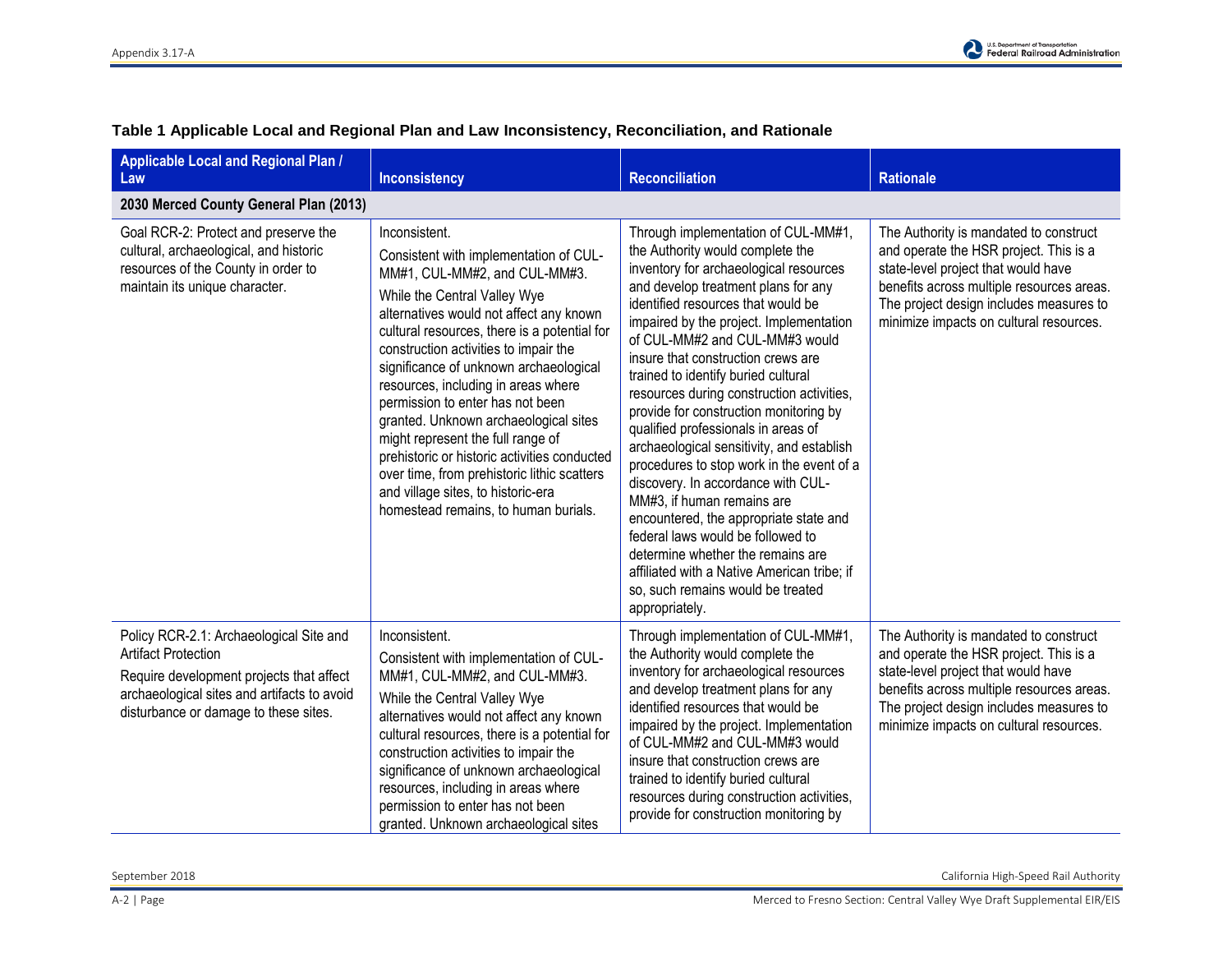**Table 1 Applicable Local and Regional Plan and Law Inconsistency, Reconciliation, and Rationale**

| Applicable Local and Regional Plan / Law | Inconsistency | Reconciliation | Rationale |
|---|---|---|---|
| **2030 Merced County General Plan (2013)** | | | |
| Goal RCR-2: Protect and preserve the cultural, archaeological, and historic resources of the County in order to maintain its unique character. | Inconsistent.<br>Consistent with implementation of CUL-MM#1, CUL-MM#2, and CUL-MM#3.<br>While the Central Valley Wye alternatives would not affect any known cultural resources, there is a potential for construction activities to impair the significance of unknown archaeological resources, including in areas where permission to enter has not been granted. Unknown archaeological sites might represent the full range of prehistoric or historic activities conducted over time, from prehistoric lithic scatters and village sites, to historic-era homestead remains, to human burials. | Through implementation of CUL-MM#1, the Authority would complete the inventory for archaeological resources and develop treatment plans for any identified resources that would be impaired by the project. Implementation of CUL-MM#2 and CUL-MM#3 would insure that construction crews are trained to identify buried cultural resources during construction activities, provide for construction monitoring by qualified professionals in areas of archaeological sensitivity, and establish procedures to stop work in the event of a discovery. In accordance with CUL-MM#3, if human remains are encountered, the appropriate state and federal laws would be followed to determine whether the remains are affiliated with a Native American tribe; if so, such remains would be treated appropriately. | The Authority is mandated to construct and operate the HSR project. This is a state-level project that would have benefits across multiple resources areas. The project design includes measures to minimize impacts on cultural resources. |
| Policy RCR-2.1: Archaeological Site and Artifact Protection<br>Require development projects that affect archaeological sites and artifacts to avoid disturbance or damage to these sites. | Inconsistent.<br>Consistent with implementation of CUL-MM#1, CUL-MM#2, and CUL-MM#3.<br>While the Central Valley Wye alternatives would not affect any known cultural resources, there is a potential for construction activities to impair the significance of unknown archaeological resources, including in areas where permission to enter has not been granted. Unknown archaeological sites | Through implementation of CUL-MM#1, the Authority would complete the inventory for archaeological resources and develop treatment plans for any identified resources that would be impaired by the project. Implementation of CUL-MM#2 and CUL-MM#3 would insure that construction crews are trained to identify buried cultural resources during construction activities, provide for construction monitoring by | The Authority is mandated to construct and operate the HSR project. This is a state-level project that would have benefits across multiple resources areas. The project design includes measures to minimize impacts on cultural resources. |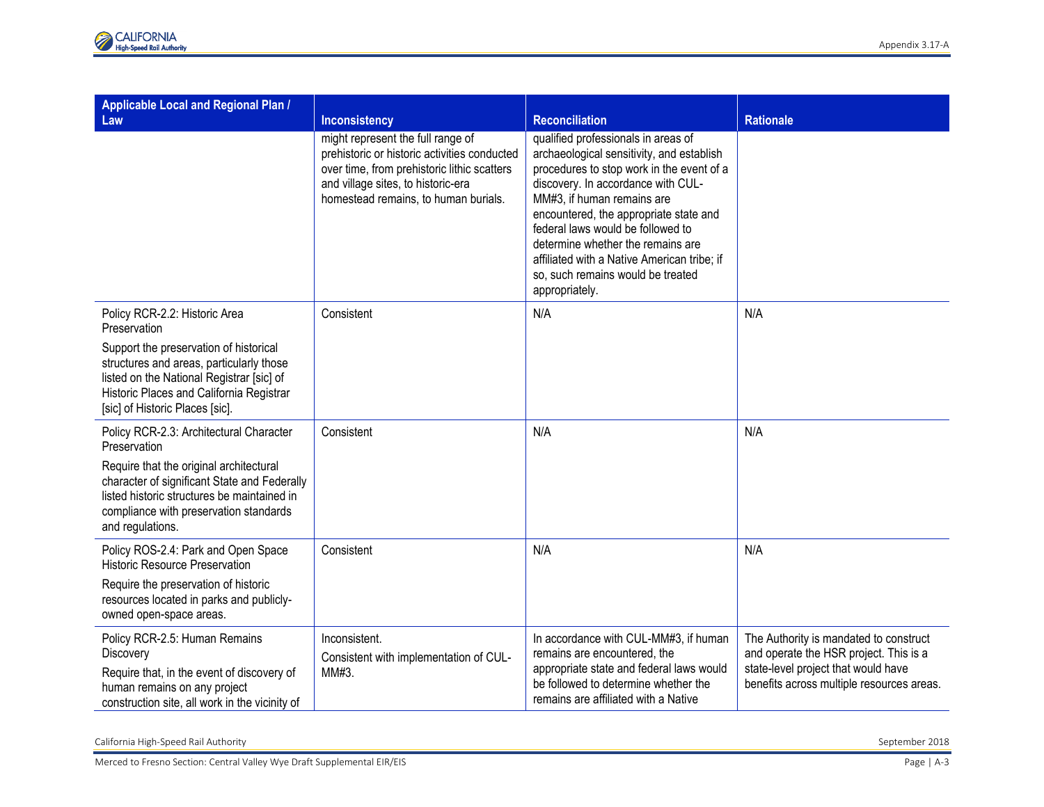| Applicable Local and Regional Plan / Law | Inconsistency | Reconciliation | Rationale |
|---|---|---|---|
| | might represent the full range of prehistoric or historic activities conducted over time, from prehistoric lithic scatters and village sites, to historic-era homestead remains, to human burials. | qualified professionals in areas of archaeological sensitivity, and establish procedures to stop work in the event of a discovery. In accordance with CUL-MM#3, if human remains are encountered, the appropriate state and federal laws would be followed to determine whether the remains are affiliated with a Native American tribe; if so, such remains would be treated appropriately. | |
| Policy RCR-2.2: Historic Area Preservation<br><br>Support the preservation of historical structures and areas, particularly those listed on the National Registrar [sic] of Historic Places and California Registrar [sic] of Historic Places [sic]. | Consistent | N/A | N/A |
| Policy RCR-2.3: Architectural Character Preservation<br><br>Require that the original architectural character of significant State and Federally listed historic structures be maintained in compliance with preservation standards and regulations. | Consistent | N/A | N/A |
| Policy ROS-2.4: Park and Open Space Historic Resource Preservation<br><br>Require the preservation of historic resources located in parks and publicly-owned open-space areas. | Consistent | N/A | N/A |
| Policy RCR-2.5: Human Remains Discovery<br><br>Require that, in the event of discovery of human remains on any project construction site, all work in the vicinity of | Inconsistent.<br><br>Consistent with implementation of CUL-MM#3. | In accordance with CUL-MM#3, if human remains are encountered, the appropriate state and federal laws would be followed to determine whether the remains are affiliated with a Native | The Authority is mandated to construct and operate the HSR project. This is a state-level project that would have benefits across multiple resources areas. |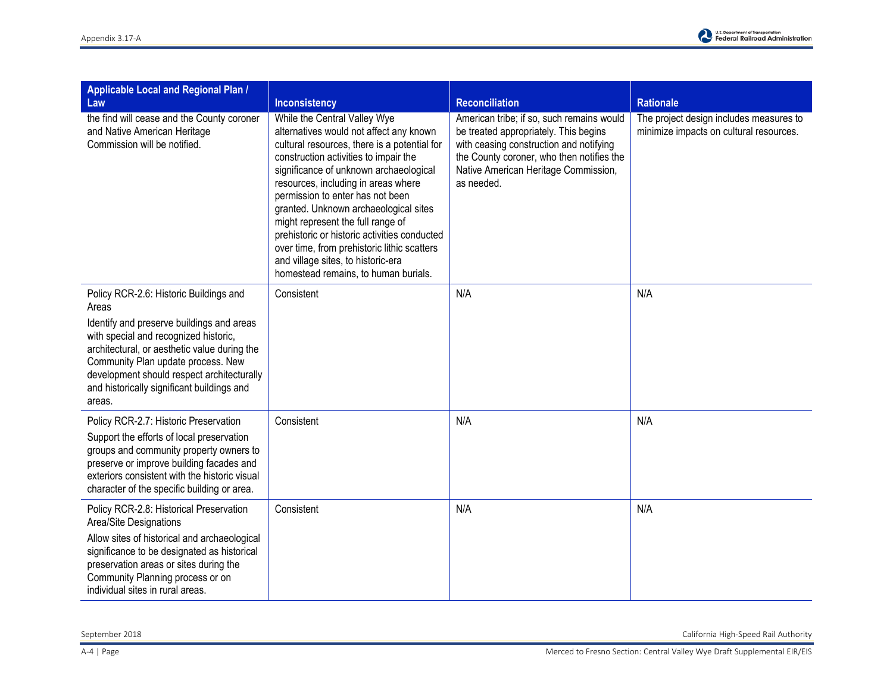| Applicable Local and Regional Plan / Law | Inconsistency | Reconciliation | Rationale |
|---|---|---|---|
| the find will cease and the County coroner and Native American Heritage Commission will be notified. | While the Central Valley Wye alternatives would not affect any known cultural resources, there is a potential for construction activities to impair the significance of unknown archaeological resources, including in areas where permission to enter has not been granted. Unknown archaeological sites might represent the full range of prehistoric or historic activities conducted over time, from prehistoric lithic scatters and village sites, to historic-era homestead remains, to human burials. | American tribe; if so, such remains would be treated appropriately. This begins with ceasing construction and notifying the County coroner, who then notifies the Native American Heritage Commission, as needed. | The project design includes measures to minimize impacts on cultural resources. |
| Policy RCR-2.6: Historic Buildings and Areas<br><br>Identify and preserve buildings and areas with special and recognized historic, architectural, or aesthetic value during the Community Plan update process. New development should respect architecturally and historically significant buildings and areas. | Consistent | N/A | N/A |
| Policy RCR-2.7: Historic Preservation<br><br>Support the efforts of local preservation groups and community property owners to preserve or improve building facades and exteriors consistent with the historic visual character of the specific building or area. | Consistent | N/A | N/A |
| Policy RCR-2.8: Historical Preservation Area/Site Designations<br><br>Allow sites of historical and archaeological significance to be designated as historical preservation areas or sites during the Community Planning process or on individual sites in rural areas. | Consistent | N/A | N/A |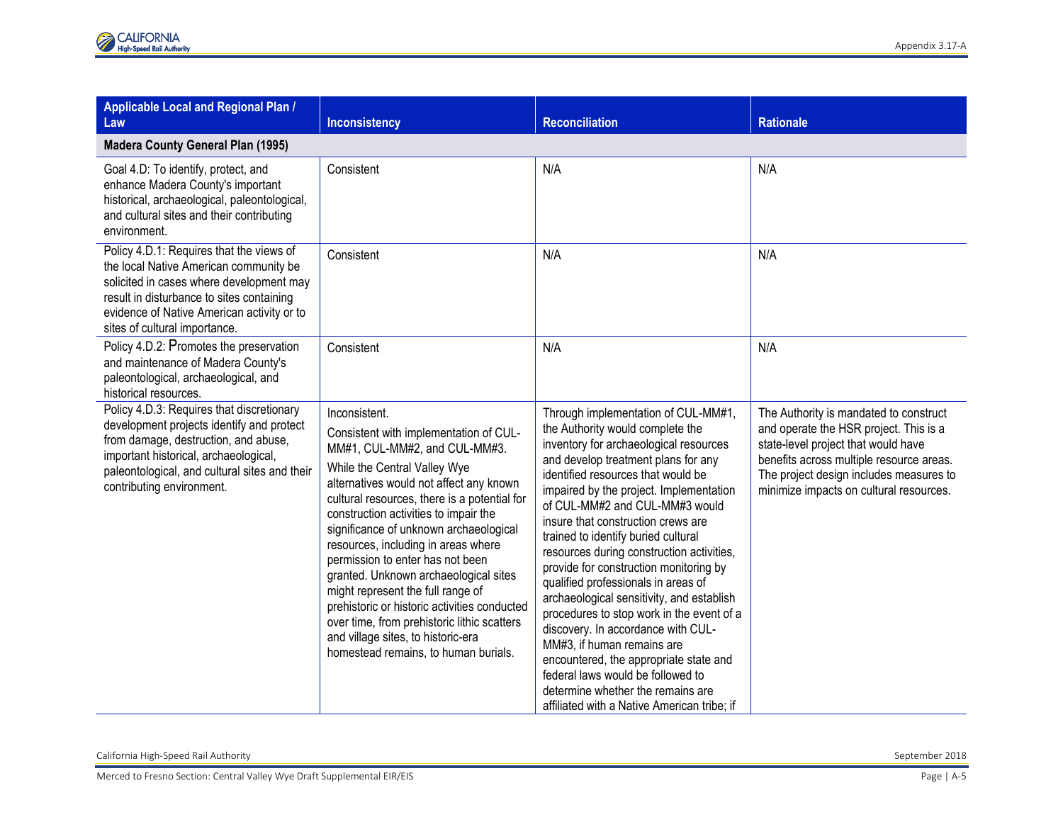| Applicable Local and Regional Plan / Law | Inconsistency | Reconciliation | Rationale |
|---|---|---|---|
| **Madera County General Plan (1995)** | | | |
| Goal 4.D: To identify, protect, and enhance Madera County's important historical, archaeological, paleontological, and cultural sites and their contributing environment. | Consistent | N/A | N/A |
| Policy 4.D.1: Requires that the views of the local Native American community be solicited in cases where development may result in disturbance to sites containing evidence of Native American activity or to sites of cultural importance. | Consistent | N/A | N/A |
| Policy 4.D.2: Promotes the preservation and maintenance of Madera County's paleontological, archaeological, and historical resources. | Consistent | N/A | N/A |
| Policy 4.D.3: Requires that discretionary development projects identify and protect from damage, destruction, and abuse, important historical, archaeological, paleontological, and cultural sites and their contributing environment. | Inconsistent.<br><br>Consistent with implementation of CUL-MM#1, CUL-MM#2, and CUL-MM#3.<br><br>While the Central Valley Wye alternatives would not affect any known cultural resources, there is a potential for construction activities to impair the significance of unknown archaeological resources, including in areas where permission to enter has not been granted. Unknown archaeological sites might represent the full range of prehistoric or historic activities conducted over time, from prehistoric lithic scatters and village sites, to historic-era homestead remains, to human burials. | Through implementation of CUL-MM#1, the Authority would complete the inventory for archaeological resources and develop treatment plans for any identified resources that would be impaired by the project. Implementation of CUL-MM#2 and CUL-MM#3 would insure that construction crews are trained to identify buried cultural resources during construction activities, provide for construction monitoring by qualified professionals in areas of archaeological sensitivity, and establish procedures to stop work in the event of a discovery. In accordance with CUL-MM#3, if human remains are encountered, the appropriate state and federal laws would be followed to determine whether the remains are affiliated with a Native American tribe; if | The Authority is mandated to construct and operate the HSR project. This is a state-level project that would have benefits across multiple resource areas. The project design includes measures to minimize impacts on cultural resources. |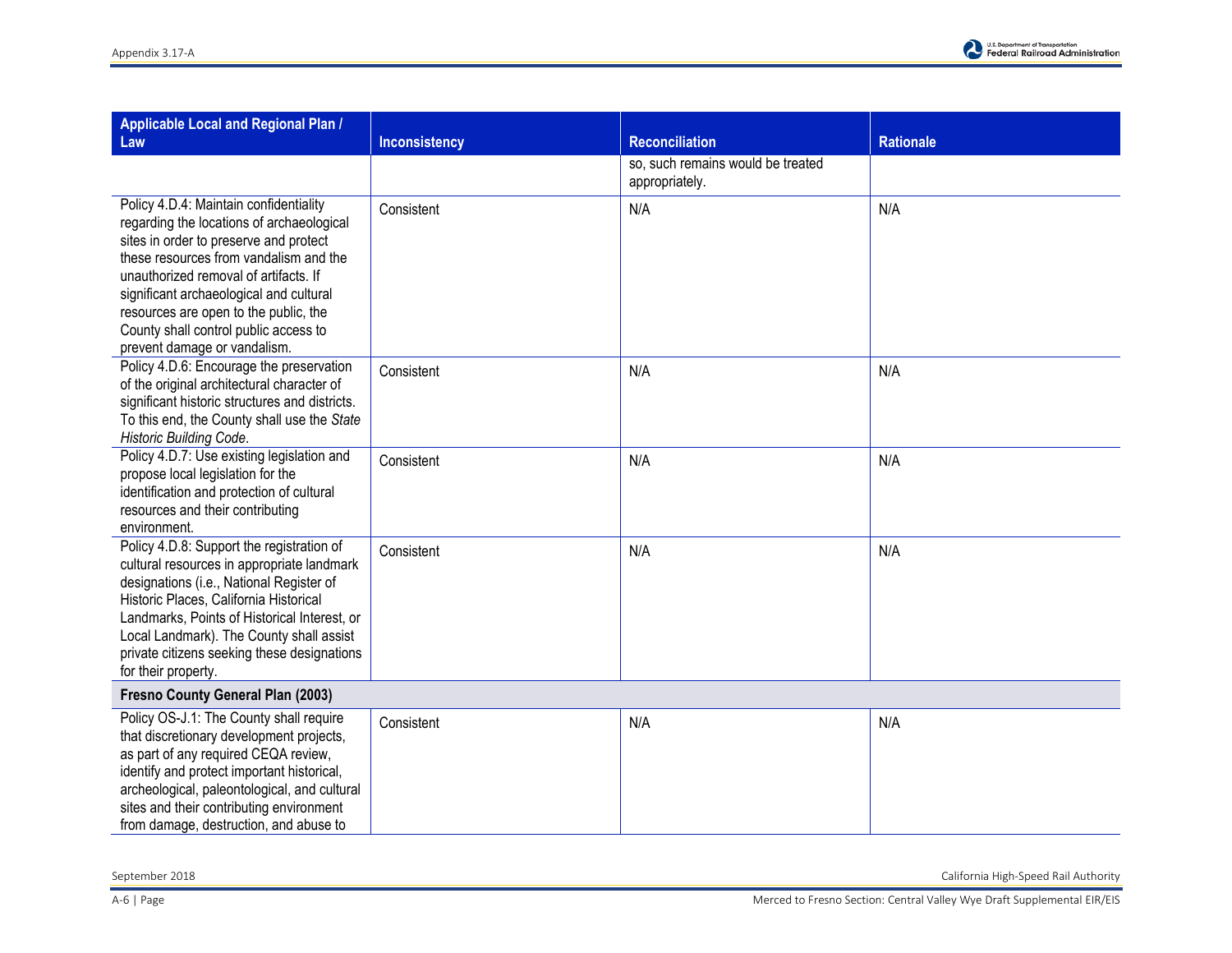| Applicable Local and Regional Plan / Law | Inconsistency | Reconciliation | Rationale |
|---|---|---|---|
| | | so, such remains would be treated appropriately. | |
| Policy 4.D.4: Maintain confidentiality regarding the locations of archaeological sites in order to preserve and protect these resources from vandalism and the unauthorized removal of artifacts. If significant archaeological and cultural resources are open to the public, the County shall control public access to prevent damage or vandalism. | Consistent | N/A | N/A |
| Policy 4.D.6: Encourage the preservation of the original architectural character of significant historic structures and districts. To this end, the County shall use the *State Historic Building Code*. | Consistent | N/A | N/A |
| Policy 4.D.7: Use existing legislation and propose local legislation for the identification and protection of cultural resources and their contributing environment. | Consistent | N/A | N/A |
| Policy 4.D.8: Support the registration of cultural resources in appropriate landmark designations (i.e., National Register of Historic Places, California Historical Landmarks, Points of Historical Interest, or Local Landmark). The County shall assist private citizens seeking these designations for their property. | Consistent | N/A | N/A |
| **Fresno County General Plan (2003)** | | | |
| Policy OS-J.1: The County shall require that discretionary development projects, as part of any required CEQA review, identify and protect important historical, archeological, paleontological, and cultural sites and their contributing environment from damage, destruction, and abuse to | Consistent | N/A | N/A |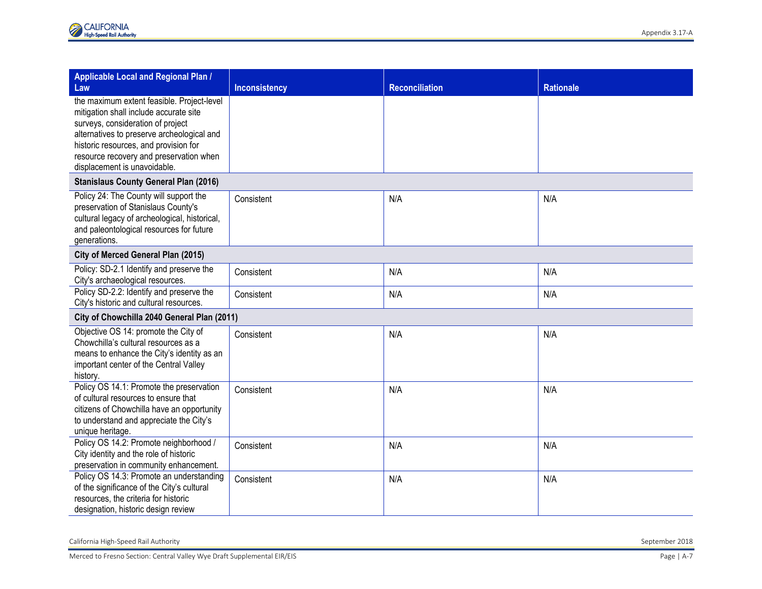| Applicable Local and Regional Plan / Law | Inconsistency | Reconciliation | Rationale |
|---|---|---|---|
| the maximum extent feasible. Project-level mitigation shall include accurate site surveys, consideration of project alternatives to preserve archeological and historic resources, and provision for resource recovery and preservation when displacement is unavoidable. | | | |
| **Stanislaus County General Plan (2016)** | | | |
| Policy 24: The County will support the preservation of Stanislaus County's cultural legacy of archeological, historical, and paleontological resources for future generations. | Consistent | N/A | N/A |
| **City of Merced General Plan (2015)** | | | |
| Policy: SD-2.1 Identify and preserve the City's archaeological resources. | Consistent | N/A | N/A |
| Policy SD-2.2: Identify and preserve the City's historic and cultural resources. | Consistent | N/A | N/A |
| **City of Chowchilla 2040 General Plan (2011)** | | | |
| Objective OS 14: promote the City of Chowchilla's cultural resources as a means to enhance the City's identity as an important center of the Central Valley history. | Consistent | N/A | N/A |
| Policy OS 14.1: Promote the preservation of cultural resources to ensure that citizens of Chowchilla have an opportunity to understand and appreciate the City's unique heritage. | Consistent | N/A | N/A |
| Policy OS 14.2: Promote neighborhood / City identity and the role of historic preservation in community enhancement. | Consistent | N/A | N/A |
| Policy OS 14.3: Promote an understanding of the significance of the City's cultural resources, the criteria for historic designation, historic design review | Consistent | N/A | N/A |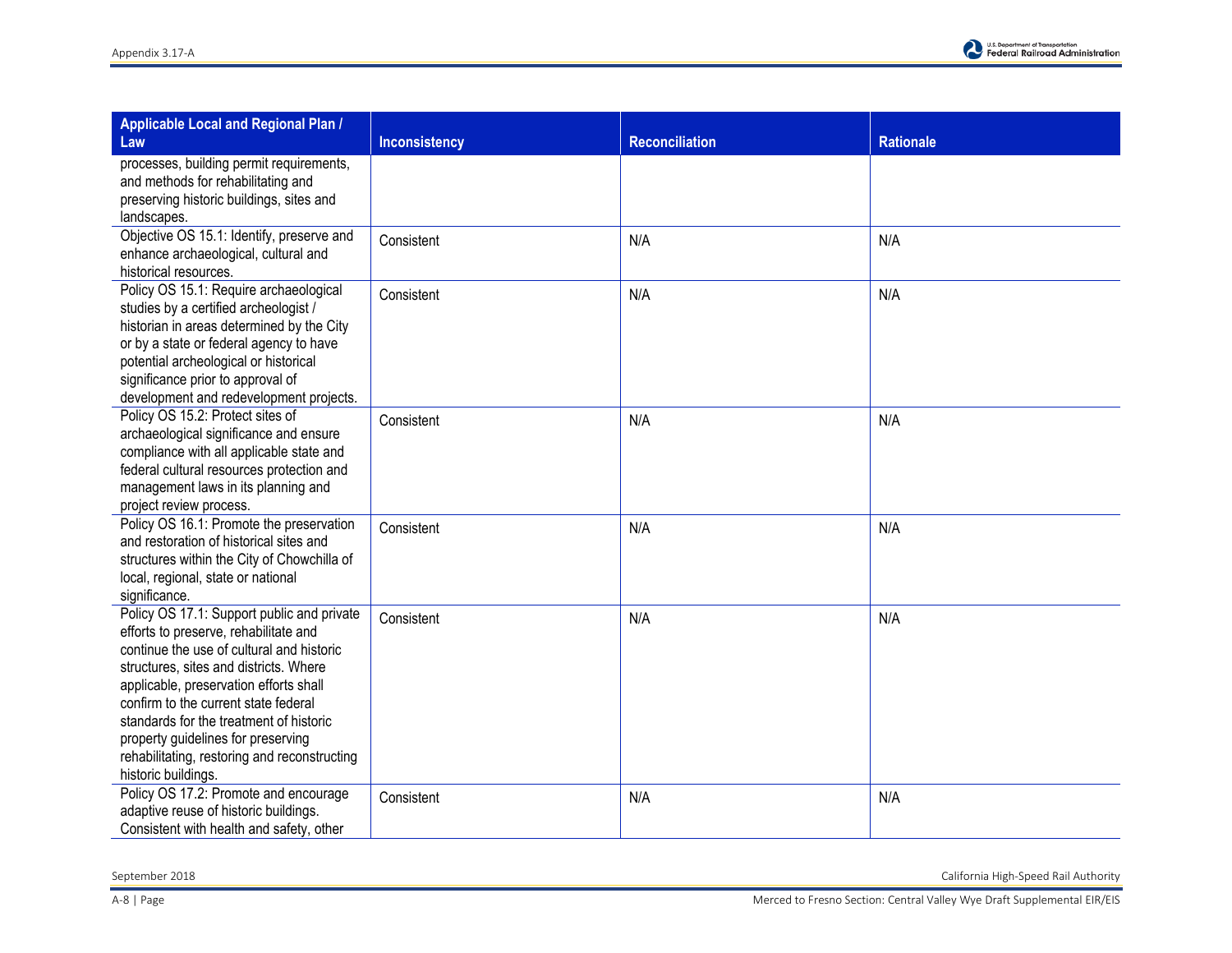| Applicable Local and Regional Plan / Law | Inconsistency | Reconciliation | Rationale |
|---|---|---|---|
| processes, building permit requirements, and methods for rehabilitating and preserving historic buildings, sites and landscapes. | | | |
| Objective OS 15.1: Identify, preserve and enhance archaeological, cultural and historical resources. | Consistent | N/A | N/A |
| Policy OS 15.1: Require archaeological studies by a certified archeologist / historian in areas determined by the City or by a state or federal agency to have potential archeological or historical significance prior to approval of development and redevelopment projects. | Consistent | N/A | N/A |
| Policy OS 15.2: Protect sites of archaeological significance and ensure compliance with all applicable state and federal cultural resources protection and management laws in its planning and project review process. | Consistent | N/A | N/A |
| Policy OS 16.1: Promote the preservation and restoration of historical sites and structures within the City of Chowchilla of local, regional, state or national significance. | Consistent | N/A | N/A |
| Policy OS 17.1: Support public and private efforts to preserve, rehabilitate and continue the use of cultural and historic structures, sites and districts. Where applicable, preservation efforts shall confirm to the current state federal standards for the treatment of historic property guidelines for preserving rehabilitating, restoring and reconstructing historic buildings. | Consistent | N/A | N/A |
| Policy OS 17.2: Promote and encourage adaptive reuse of historic buildings. Consistent with health and safety, other | Consistent | N/A | N/A |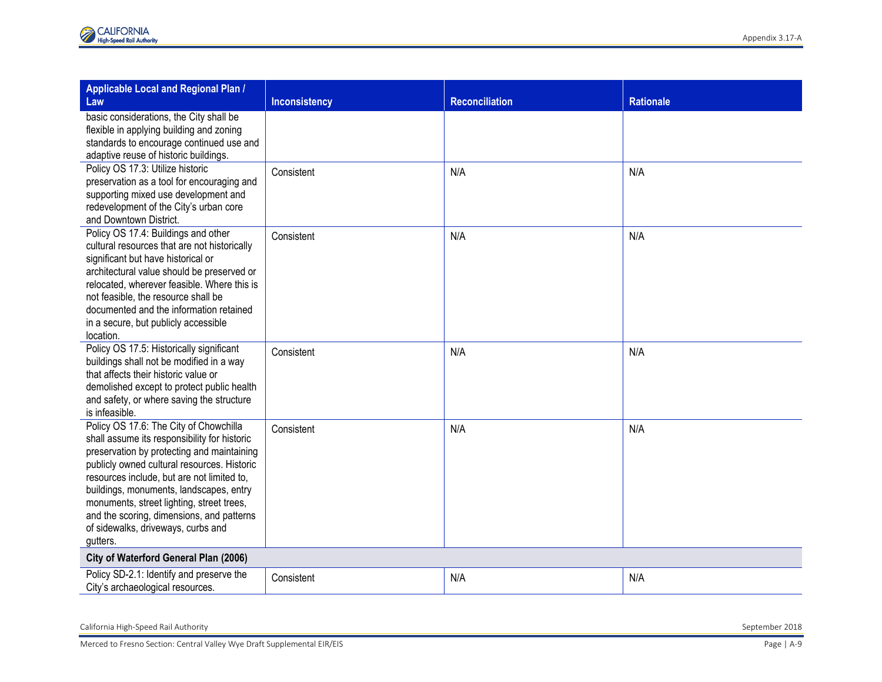| Applicable Local and Regional Plan / Law | Inconsistency | Reconciliation | Rationale |
|---|---|---|---|
| basic considerations, the City shall be flexible in applying building and zoning standards to encourage continued use and adaptive reuse of historic buildings. | | | |
| Policy OS 17.3: Utilize historic preservation as a tool for encouraging and supporting mixed use development and redevelopment of the City's urban core and Downtown District. | Consistent | N/A | N/A |
| Policy OS 17.4: Buildings and other cultural resources that are not historically significant but have historical or architectural value should be preserved or relocated, wherever feasible. Where this is not feasible, the resource shall be documented and the information retained in a secure, but publicly accessible location. | Consistent | N/A | N/A |
| Policy OS 17.5: Historically significant buildings shall not be modified in a way that affects their historic value or demolished except to protect public health and safety, or where saving the structure is infeasible. | Consistent | N/A | N/A |
| Policy OS 17.6: The City of Chowchilla shall assume its responsibility for historic preservation by protecting and maintaining publicly owned cultural resources. Historic resources include, but are not limited to, buildings, monuments, landscapes, entry monuments, street lighting, street trees, and the scoring, dimensions, and patterns of sidewalks, driveways, curbs and gutters. | Consistent | N/A | N/A |
| **City of Waterford General Plan (2006)** | | | |
| Policy SD-2.1: Identify and preserve the City's archaeological resources. | Consistent | N/A | N/A |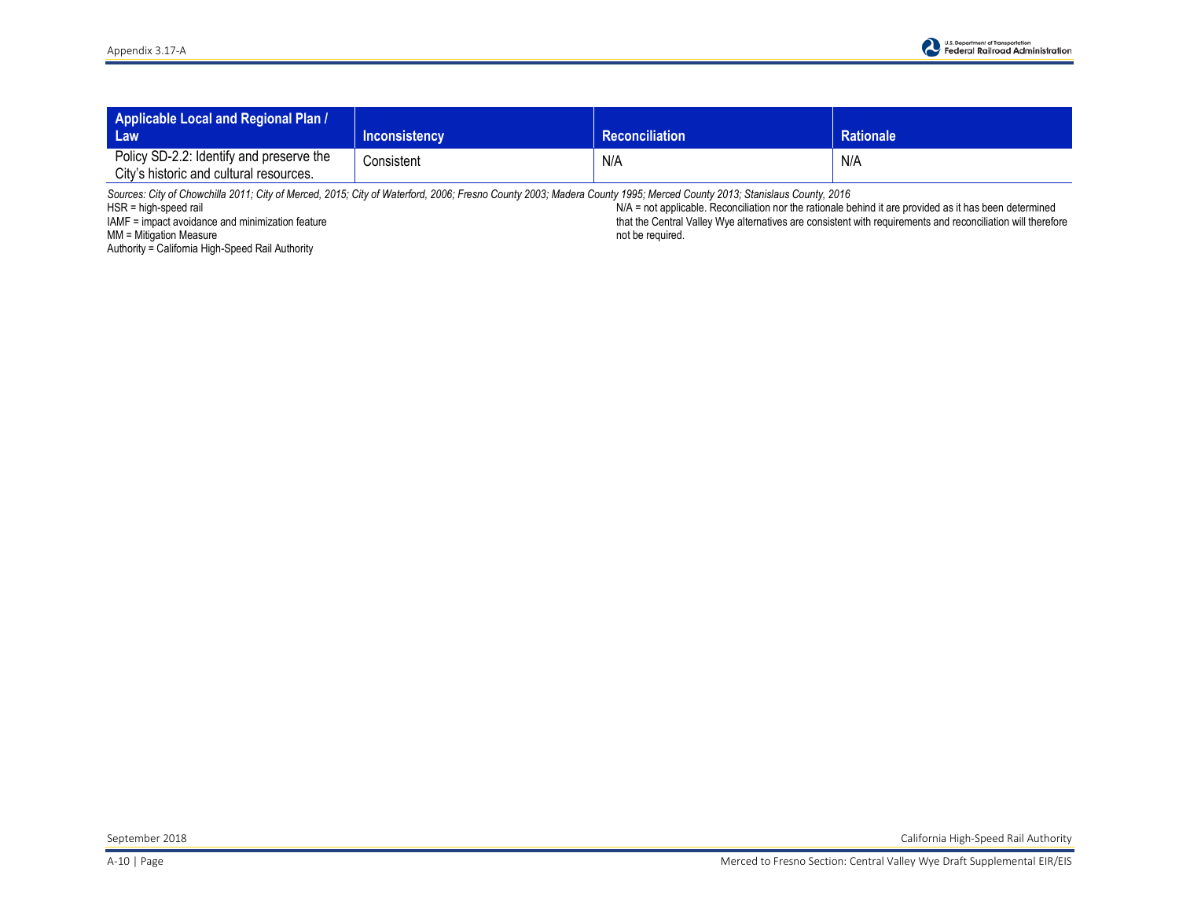| Applicable Local and Regional Plan / Law | Inconsistency | Reconciliation | Rationale |
|---|---|---|---|
| Policy SD-2.2: Identify and preserve the City's historic and cultural resources. | Consistent | N/A | N/A |

*Sources: City of Chowchilla 2011; City of Merced, 2015; City of Waterford, 2006; Fresno County 2003; Madera County 1995; Merced County 2013; Stanislaus County, 2016*

HSR = high-speed rail
IAMF = impact avoidance and minimization feature
MM = Mitigation Measure
Authority = California High-Speed Rail Authority

N/A = not applicable. Reconciliation nor the rationale behind it are provided as it has been determined that the Central Valley Wye alternatives are consistent with requirements and reconciliation will therefore not be required.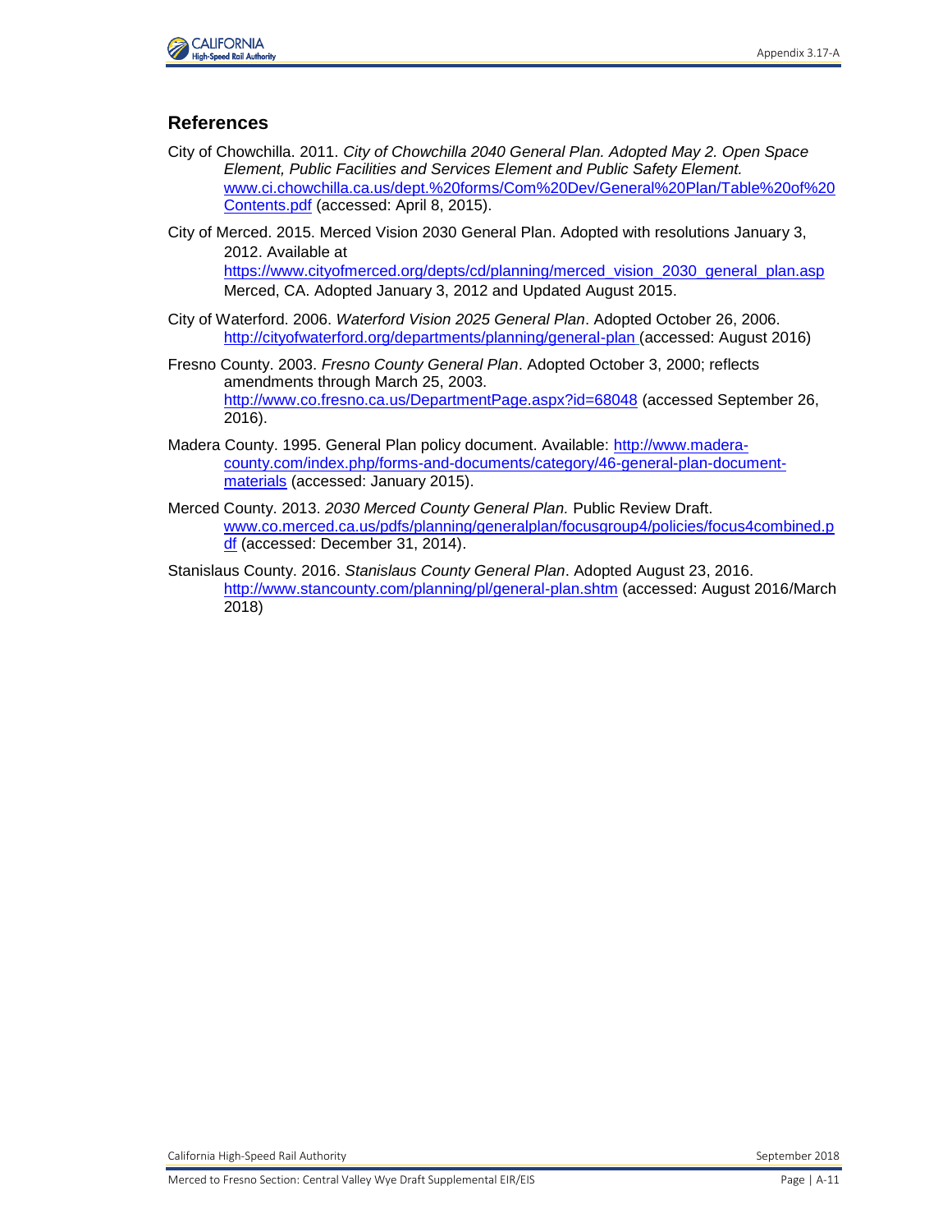## References

City of Chowchilla. 2011. *City of Chowchilla 2040 General Plan. Adopted May 2. Open Space Element, Public Facilities and Services Element and Public Safety Element.* www.ci.chowchilla.ca.us/dept.%20forms/Com%20Dev/General%20Plan/Table%20of%20Contents.pdf (accessed: April 8, 2015).

City of Merced. 2015. Merced Vision 2030 General Plan. Adopted with resolutions January 3, 2012. Available at https://www.cityofmerced.org/depts/cd/planning/merced_vision_2030_general_plan.asp Merced, CA. Adopted January 3, 2012 and Updated August 2015.

City of Waterford. 2006. *Waterford Vision 2025 General Plan*. Adopted October 26, 2006. http://cityofwaterford.org/departments/planning/general-plan (accessed: August 2016)

Fresno County. 2003. *Fresno County General Plan*. Adopted October 3, 2000; reflects amendments through March 25, 2003. http://www.co.fresno.ca.us/DepartmentPage.aspx?id=68048 (accessed September 26, 2016).

Madera County. 1995. General Plan policy document. Available: http://www.madera-county.com/index.php/forms-and-documents/category/46-general-plan-document-materials (accessed: January 2015).

Merced County. 2013. *2030 Merced County General Plan.* Public Review Draft. www.co.merced.ca.us/pdfs/planning/generalplan/focusgroup4/policies/focus4combined.pdf (accessed: December 31, 2014).

Stanislaus County. 2016. *Stanislaus County General Plan*. Adopted August 23, 2016. http://www.stancounty.com/planning/pl/general-plan.shtm (accessed: August 2016/March 2018)